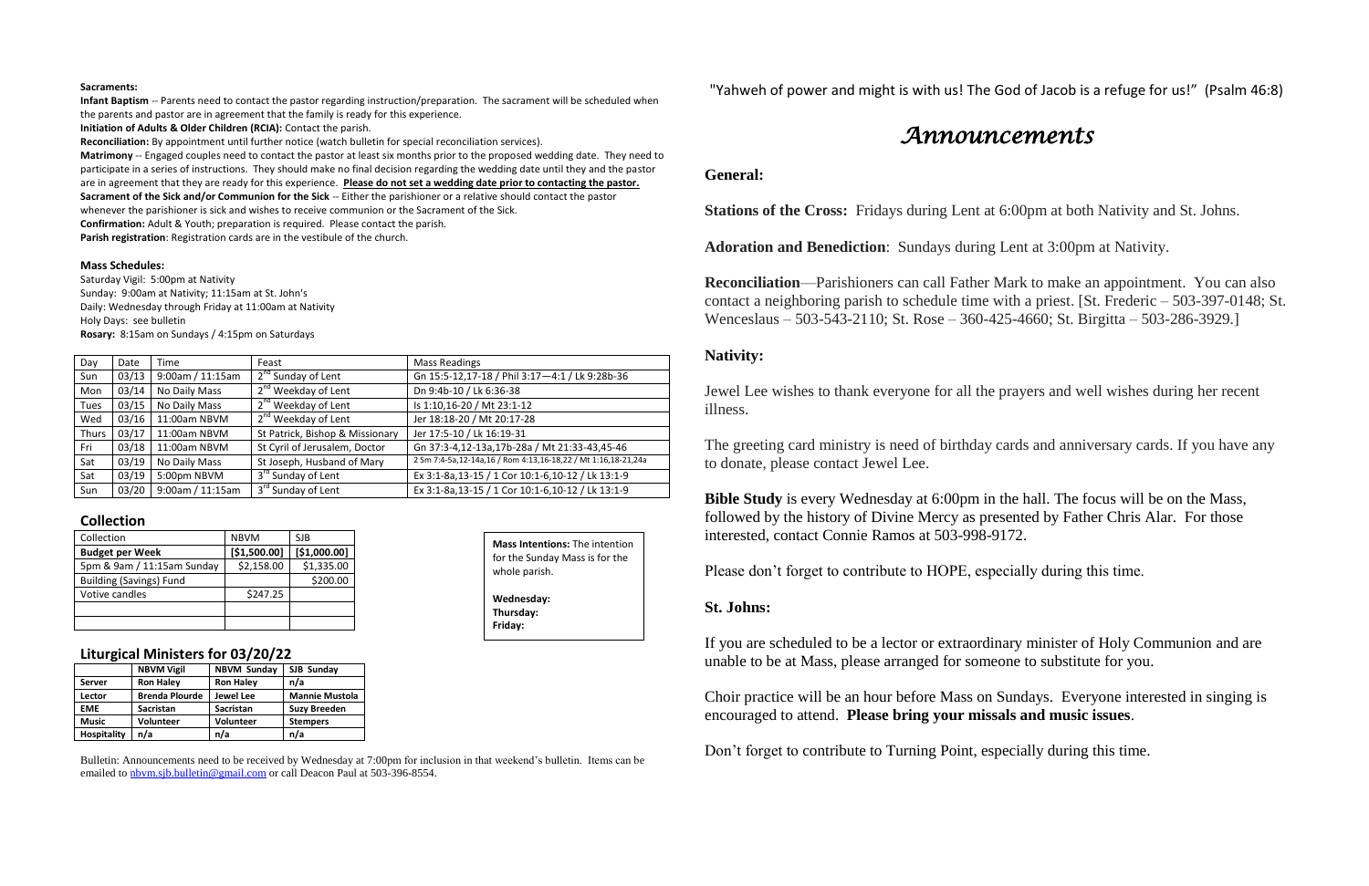**Sacraments:**

**Infant Baptism** -- Parents need to contact the pastor regarding instruction/preparation. The sacrament will be scheduled when the parents and pastor are in agreement that the family is ready for this experience.

**Initiation of Adults & Older Children (RCIA):** Contact the parish.

**Reconciliation:** By appointment until further notice (watch bulletin for special reconciliation services).

**Matrimony** -- Engaged couples need to contact the pastor at least six months prior to the proposed wedding date. They need to participate in a series of instructions. They should make no final decision regarding the wedding date until they and the pastor are in agreement that they are ready for this experience. **Please do not set a wedding date prior to contacting the pastor.**

**Sacrament of the Sick and/or Communion for the Sick** -- Either the parishioner or a relative should contact the pastor whenever the parishioner is sick and wishes to receive communion or the Sacrament of the Sick.

**Confirmation:** Adult & Youth; preparation is required. Please contact the parish.

**Parish registration**: Registration cards are in the vestibule of the church.

**Mass Schedules:**

Saturday Vigil: 5:00pm at Nativity
Sunday: 9:00am at Nativity; 11:15am at St. John's
Daily: Wednesday through Friday at 11:00am at Nativity
Holy Days: see bulletin
**Rosary:** 8:15am on Sundays / 4:15pm on Saturdays

| Day | Date | Time | Feast | Mass Readings |
|---|---|---|---|---|
| Sun | 03/13 | 9:00am / 11:15am | 2nd Sunday of Lent | Gn 15:5-12,17-18 / Phil 3:17—4:1 / Lk 9:28b-36 |
| Mon | 03/14 | No Daily Mass | 2nd Weekday of Lent | Dn 9:4b-10 / Lk 6:36-38 |
| Tues | 03/15 | No Daily Mass | 2nd Weekday of Lent | Is 1:10,16-20 / Mt 23:1-12 |
| Wed | 03/16 | 11:00am NBVM | 2nd Weekday of Lent | Jer 18:18-20 / Mt 20:17-28 |
| Thurs | 03/17 | 11:00am NBVM | St Patrick, Bishop & Missionary | Jer 17:5-10 / Lk 16:19-31 |
| Fri | 03/18 | 11:00am NBVM | St Cyril of Jerusalem, Doctor | Gn 37:3-4,12-13a,17b-28a / Mt 21:33-43,45-46 |
| Sat | 03/19 | No Daily Mass | St Joseph, Husband of Mary | 2 Sm 7:4-5a,12-14a,16 / Rom 4:13,16-18,22 / Mt 1:16,18-21,24a |
| Sat | 03/19 | 5:00pm NBVM | 3rd Sunday of Lent | Ex 3:1-8a,13-15 / 1 Cor 10:1-6,10-12 / Lk 13:1-9 |
| Sun | 03/20 | 9:00am / 11:15am | 3rd Sunday of Lent | Ex 3:1-8a,13-15 / 1 Cor 10:1-6,10-12 / Lk 13:1-9 |

## Collection

| Collection | NBVM | SJB |
|---|---|---|
| **Budget per Week** | **[$1,500.00]** | **[$1,000.00]** |
| 5pm & 9am / 11:15am Sunday | $2,158.00 | $1,335.00 |
| Building (Savings) Fund | | $200.00 |
| Votive candles | $247.25 | |
| | | |
| | | |

**Mass Intentions:** The intention for the Sunday Mass is for the whole parish.

**Wednesday:**
**Thursday:**
**Friday:**

## Liturgical Ministers for 03/20/22

| | NBVM Vigil | NBVM Sunday | SJB Sunday |
|---|---|---|---|
| **Server** | **Ron Haley** | **Ron Haley** | **n/a** |
| **Lector** | **Brenda Plourde** | **Jewel Lee** | **Mannie Mustola** |
| **EME** | **Sacristan** | **Sacristan** | **Suzy Breeden** |
| **Music** | **Volunteer** | **Volunteer** | **Stempers** |
| **Hospitality** | **n/a** | **n/a** | **n/a** |

Bulletin: Announcements need to be received by Wednesday at 7:00pm for inclusion in that weekend's bulletin. Items can be emailed to nbvm.sjb.bulletin@gmail.com or call Deacon Paul at 503-396-8554.

"Yahweh of power and might is with us! The God of Jacob is a refuge for us!" (Psalm 46:8)

# *Announcements*

### General:

**Stations of the Cross:** Fridays during Lent at 6:00pm at both Nativity and St. Johns.

**Adoration and Benediction**: Sundays during Lent at 3:00pm at Nativity.

**Reconciliation**—Parishioners can call Father Mark to make an appointment. You can also contact a neighboring parish to schedule time with a priest. [St. Frederic – 503-397-0148; St. Wenceslaus – 503-543-2110; St. Rose – 360-425-4660; St. Birgitta – 503-286-3929.]

### Nativity:

Jewel Lee wishes to thank everyone for all the prayers and well wishes during her recent illness.

The greeting card ministry is need of birthday cards and anniversary cards. If you have any to donate, please contact Jewel Lee.

**Bible Study** is every Wednesday at 6:00pm in the hall. The focus will be on the Mass, followed by the history of Divine Mercy as presented by Father Chris Alar. For those interested, contact Connie Ramos at 503-998-9172.

Please don't forget to contribute to HOPE, especially during this time.

### St. Johns:

If you are scheduled to be a lector or extraordinary minister of Holy Communion and are unable to be at Mass, please arranged for someone to substitute for you.

Choir practice will be an hour before Mass on Sundays. Everyone interested in singing is encouraged to attend. **Please bring your missals and music issues**.

Don't forget to contribute to Turning Point, especially during this time.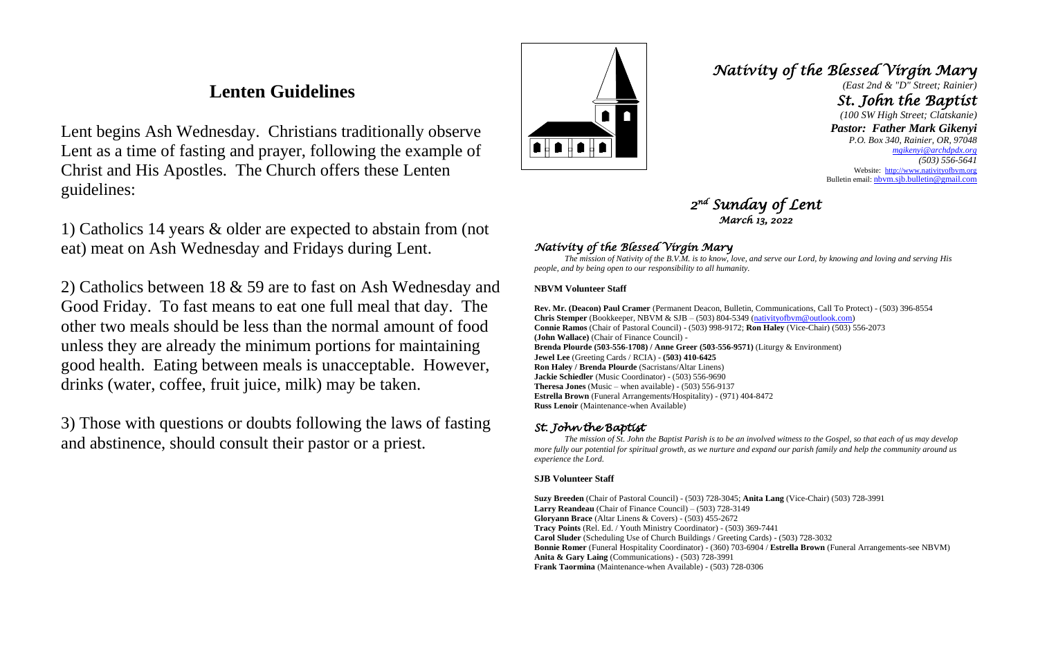## Lenten Guidelines

Lent begins Ash Wednesday. Christians traditionally observe Lent as a time of fasting and prayer, following the example of Christ and His Apostles. The Church offers these Lenten guidelines:

1) Catholics 14 years & older are expected to abstain from (not eat) meat on Ash Wednesday and Fridays during Lent.

2) Catholics between 18 & 59 are to fast on Ash Wednesday and Good Friday. To fast means to eat one full meal that day. The other two meals should be less than the normal amount of food unless they are already the minimum portions for maintaining good health. Eating between meals is unacceptable. However, drinks (water, coffee, fruit juice, milk) may be taken.

3) Those with questions or doubts following the laws of fasting and abstinence, should consult their pastor or a priest.

# *Nativity of the Blessed Virgin Mary*

*(East 2nd & "D" Street; Rainier)*

## *St. John the Baptist*

*(100 SW High Street; Clatskanie)*

***Pastor: Father Mark Gikenyi***

*P.O. Box 340, Rainier, OR, 97048*

*mgikenyi@archdpdx.org*

*(503) 556-5641*

Website: http://www.nativityofbvm.org

Bulletin email: nbvm.sjb.bulletin@gmail.com

## *2nd Sunday of Lent*

*March 13, 2022*

### *Nativity of the Blessed Virgin Mary*

*The mission of Nativity of the B.V.M. is to know, love, and serve our Lord, by knowing and loving and serving His people, and by being open to our responsibility to all humanity.*

**NBVM Volunteer Staff**

**Rev. Mr. (Deacon) Paul Cramer** (Permanent Deacon, Bulletin, Communications, Call To Protect) - (503) 396-8554
**Chris Stemper** (Bookkeeper, NBVM & SJB – (503) 804-5349 (nativityofbvm@outlook.com)
**Connie Ramos** (Chair of Pastoral Council) - (503) 998-9172; **Ron Haley** (Vice-Chair) (503) 556-2073
**(John Wallace)** (Chair of Finance Council) -
**Brenda Plourde (503-556-1708) / Anne Greer (503-556-9571)** (Liturgy & Environment)
**Jewel Lee** (Greeting Cards / RCIA) - **(503) 410-6425**
**Ron Haley / Brenda Plourde** (Sacristans/Altar Linens)
**Jackie Schiedler** (Music Coordinator) - (503) 556-9690
**Theresa Jones** (Music – when available) - (503) 556-9137
**Estrella Brown** (Funeral Arrangements/Hospitality) - (971) 404-8472
**Russ Lenoir** (Maintenance-when Available)

### *St. John the Baptist*

*The mission of St. John the Baptist Parish is to be an involved witness to the Gospel, so that each of us may develop more fully our potential for spiritual growth, as we nurture and expand our parish family and help the community around us experience the Lord.*

**SJB Volunteer Staff**

**Suzy Breeden** (Chair of Pastoral Council) - (503) 728-3045; **Anita Lang** (Vice-Chair) (503) 728-3991
**Larry Reandeau** (Chair of Finance Council) – (503) 728-3149
**Gloryann Brace** (Altar Linens & Covers) - (503) 455-2672
**Tracy Points** (Rel. Ed. / Youth Ministry Coordinator) - (503) 369-7441
**Carol Sluder** (Scheduling Use of Church Buildings / Greeting Cards) - (503) 728-3032
**Bonnie Romer** (Funeral Hospitality Coordinator) - (360) 703-6904 / **Estrella Brown** (Funeral Arrangements-see NBVM)
**Anita & Gary Laing** (Communications) - (503) 728-3991
**Frank Taormina** (Maintenance-when Available) - (503) 728-0306